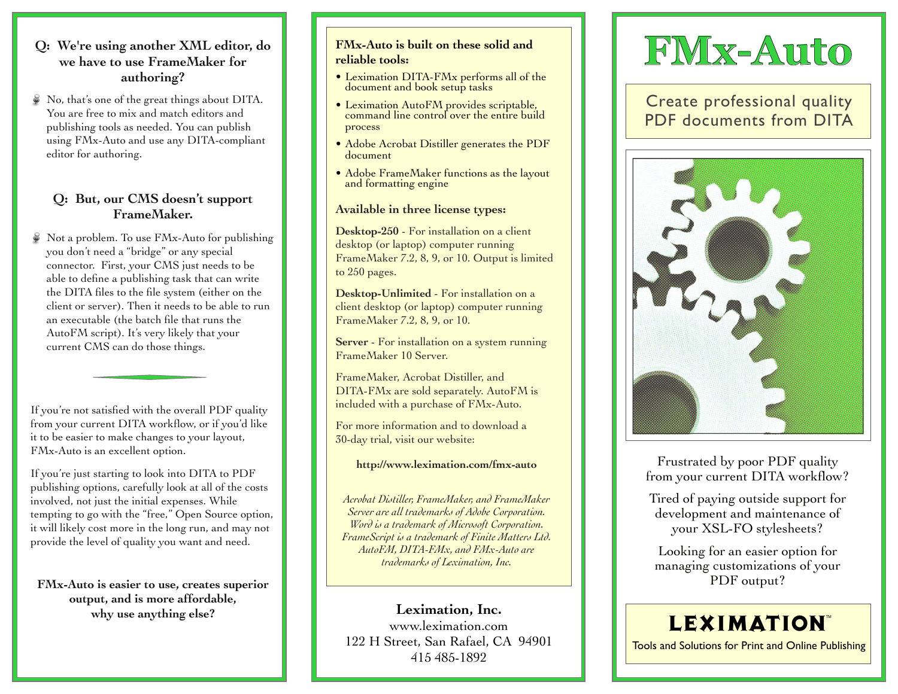**Q: We're using another XML editor, do we have to use FrameMaker for authoring?**

No, that's one of the great things about DITA. You are free to mix and match editors and publishing tools as needed. You can publish using FMx-Auto and use any DITA-compliant editor for authoring.

**Q: But, our CMS doesn't support FrameMaker.**

Not a problem. To use FMx-Auto for publishing you don't need a "bridge" or any special connector. First, your CMS just needs to be able to define a publishing task that can write the DITA files to the file system (either on the client or server). Then it needs to be able to run an executable (the batch file that runs the AutoFM script). It's very likely that your current CMS can do those things.

---

If you're not satisfied with the overall PDF quality from your current DITA workflow, or if you'd like it to be easier to make changes to your layout, FMx-Auto is an excellent option.

If you're just starting to look into DITA to PDF publishing options, carefully look at all of the costs involved, not just the initial expenses. While tempting to go with the "free," Open Source option, it will likely cost more in the long run, and may not provide the level of quality you want and need.

**FMx-Auto is easier to use, creates superior output, and is more affordable, why use anything else?**

**FMx-Auto is built on these solid and reliable tools:**

- Leximation DITA-FMx performs all of the document and book setup tasks
- Leximation AutoFM provides scriptable, command line control over the entire build process
- Adobe Acrobat Distiller generates the PDF document
- Adobe FrameMaker functions as the layout and formatting engine

**Available in three license types:**

**Desktop-250** - For installation on a client desktop (or laptop) computer running FrameMaker 7.2, 8, 9, or 10. Output is limited to 250 pages.

**Desktop-Unlimited** - For installation on a client desktop (or laptop) computer running FrameMaker 7.2, 8, 9, or 10.

**Server** - For installation on a system running FrameMaker 10 Server.

FrameMaker, Acrobat Distiller, and DITA-FMx are sold separately. AutoFM is included with a purchase of FMx-Auto.

For more information and to download a 30-day trial, visit our website:

**http://www.leximation.com/fmx-auto**

*Acrobat Distiller, FrameMaker, and FrameMaker Server are all trademarks of Adobe Corporation. Word is a trademark of Microsoft Corporation. FrameScript is a trademark of Finite Matters Ltd. AutoFM, DITA-FMx, and FMx-Auto are trademarks of Leximation, Inc.*

**Leximation, Inc.**
www.leximation.com
122 H Street, San Rafael, CA 94901
415 485-1892

# FMx-Auto

## Create professional quality PDF documents from DITA

Frustrated by poor PDF quality from your current DITA workflow?

Tired of paying outside support for development and maintenance of your XSL-FO stylesheets?

Looking for an easier option for managing customizations of your PDF output?

**LEXIMATION™**

Tools and Solutions for Print and Online Publishing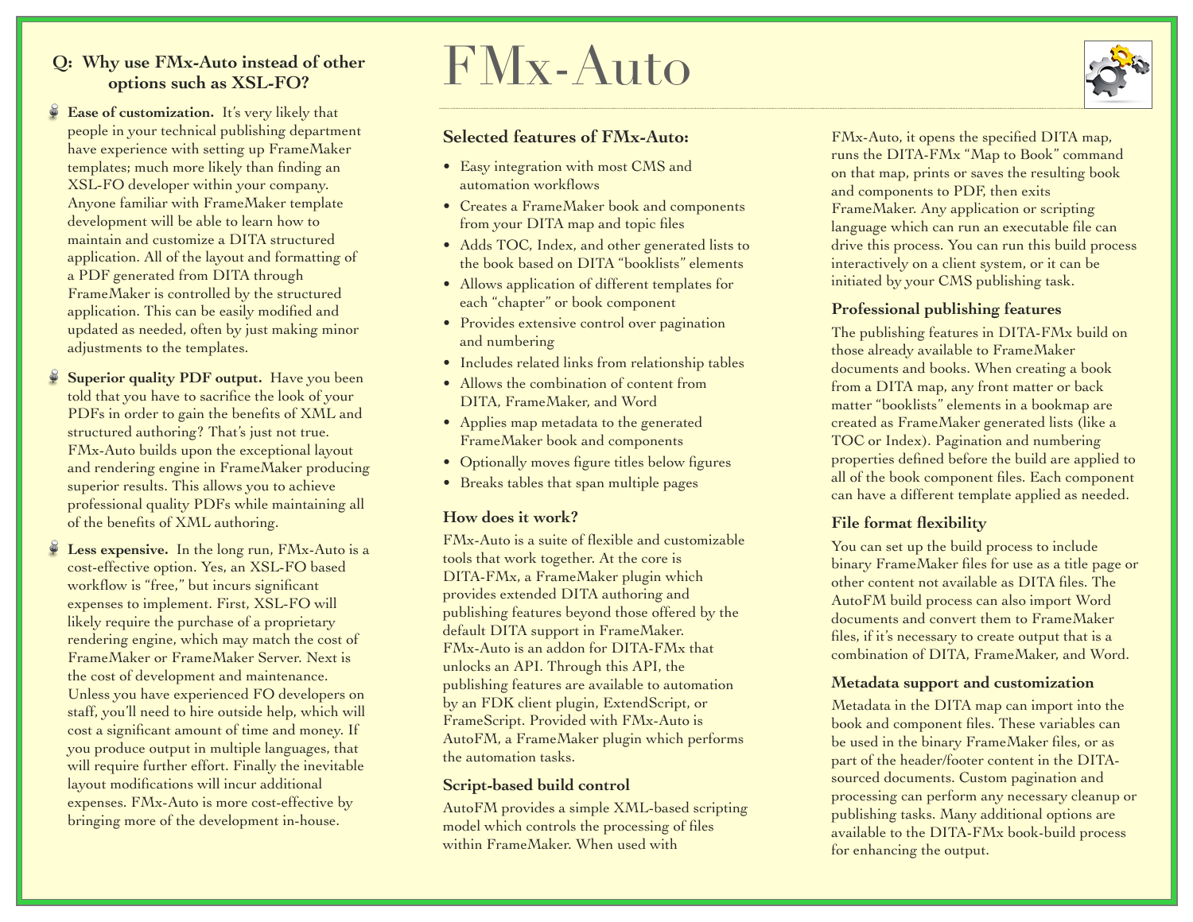# FMx-Auto

## Q: Why use FMx-Auto instead of other options such as XSL-FO?

- **Ease of customization.** It's very likely that people in your technical publishing department have experience with setting up FrameMaker templates; much more likely than finding an XSL-FO developer within your company. Anyone familiar with FrameMaker template development will be able to learn how to maintain and customize a DITA structured application. All of the layout and formatting of a PDF generated from DITA through FrameMaker is controlled by the structured application. This can be easily modified and updated as needed, often by just making minor adjustments to the templates.
- **Superior quality PDF output.** Have you been told that you have to sacrifice the look of your PDFs in order to gain the benefits of XML and structured authoring? That's just not true. FMx-Auto builds upon the exceptional layout and rendering engine in FrameMaker producing superior results. This allows you to achieve professional quality PDFs while maintaining all of the benefits of XML authoring.
- **Less expensive.** In the long run, FMx-Auto is a cost-effective option. Yes, an XSL-FO based workflow is "free," but incurs significant expenses to implement. First, XSL-FO will likely require the purchase of a proprietary rendering engine, which may match the cost of FrameMaker or FrameMaker Server. Next is the cost of development and maintenance. Unless you have experienced FO developers on staff, you'll need to hire outside help, which will cost a significant amount of time and money. If you produce output in multiple languages, that will require further effort. Finally the inevitable layout modifications will incur additional expenses. FMx-Auto is more cost-effective by bringing more of the development in-house.

### Selected features of FMx-Auto:

- Easy integration with most CMS and automation workflows
- Creates a FrameMaker book and components from your DITA map and topic files
- Adds TOC, Index, and other generated lists to the book based on DITA "booklists" elements
- Allows application of different templates for each "chapter" or book component
- Provides extensive control over pagination and numbering
- Includes related links from relationship tables
- Allows the combination of content from DITA, FrameMaker, and Word
- Applies map metadata to the generated FrameMaker book and components
- Optionally moves figure titles below figures
- Breaks tables that span multiple pages

### How does it work?

FMx-Auto is a suite of flexible and customizable tools that work together. At the core is DITA-FMx, a FrameMaker plugin which provides extended DITA authoring and publishing features beyond those offered by the default DITA support in FrameMaker. FMx-Auto is an addon for DITA-FMx that unlocks an API. Through this API, the publishing features are available to automation by an FDK client plugin, ExtendScript, or FrameScript. Provided with FMx-Auto is AutoFM, a FrameMaker plugin which performs the automation tasks.

### Script-based build control

AutoFM provides a simple XML-based scripting model which controls the processing of files within FrameMaker. When used with FMx-Auto, it opens the specified DITA map, runs the DITA-FMx "Map to Book" command on that map, prints or saves the resulting book and components to PDF, then exits FrameMaker. Any application or scripting language which can run an executable file can drive this process. You can run this build process interactively on a client system, or it can be initiated by your CMS publishing task.

### Professional publishing features

The publishing features in DITA-FMx build on those already available to FrameMaker documents and books. When creating a book from a DITA map, any front matter or back matter "booklists" elements in a bookmap are created as FrameMaker generated lists (like a TOC or Index). Pagination and numbering properties defined before the build are applied to all of the book component files. Each component can have a different template applied as needed.

### File format flexibility

You can set up the build process to include binary FrameMaker files for use as a title page or other content not available as DITA files. The AutoFM build process can also import Word documents and convert them to FrameMaker files, if it's necessary to create output that is a combination of DITA, FrameMaker, and Word.

### Metadata support and customization

Metadata in the DITA map can import into the book and component files. These variables can be used in the binary FrameMaker files, or as part of the header/footer content in the DITA-sourced documents. Custom pagination and processing can perform any necessary cleanup or publishing tasks. Many additional options are available to the DITA-FMx book-build process for enhancing the output.